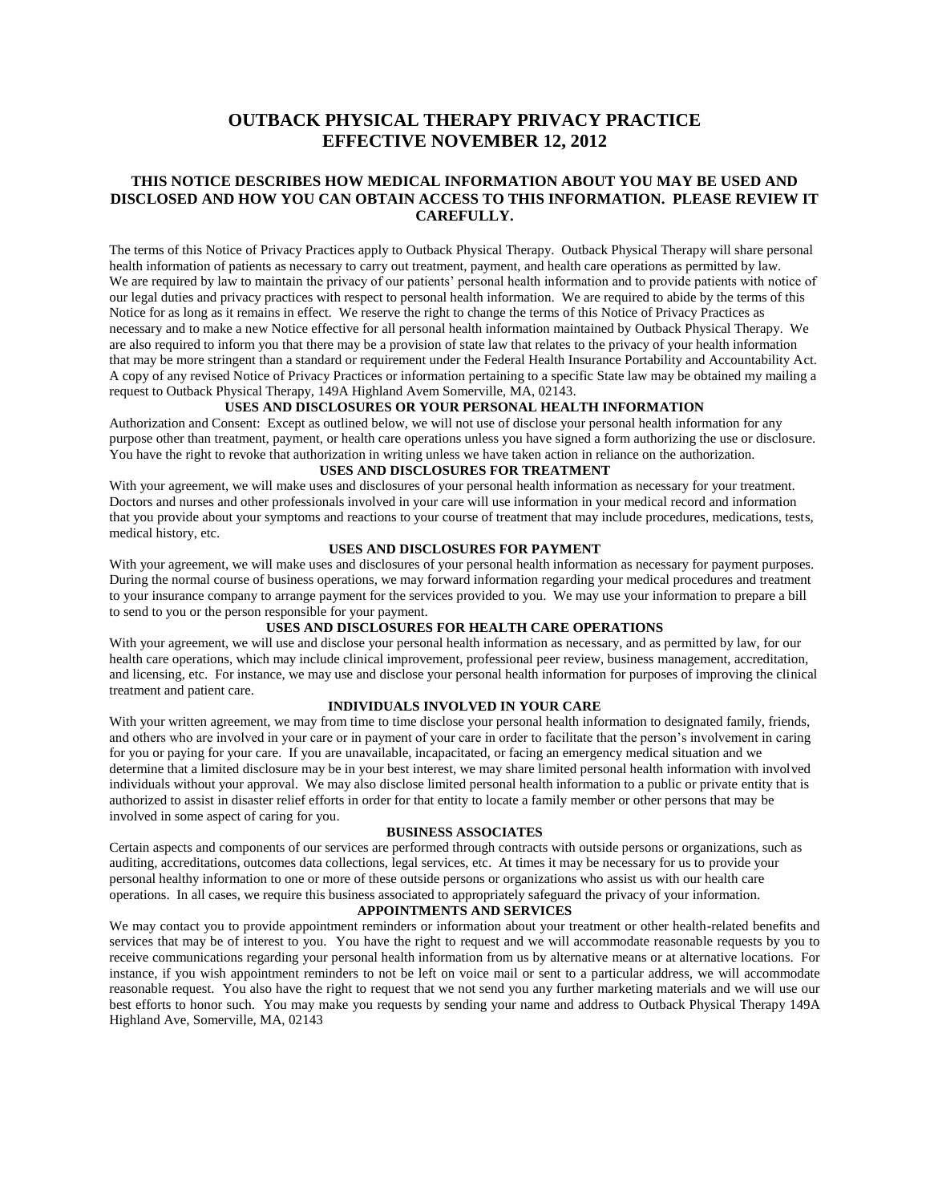# OUTBACK PHYSICAL THERAPY PRIVACY PRACTICE
# EFFECTIVE NOVEMBER 12, 2012

## THIS NOTICE DESCRIBES HOW MEDICAL INFORMATION ABOUT YOU MAY BE USED AND DISCLOSED AND HOW YOU CAN OBTAIN ACCESS TO THIS INFORMATION. PLEASE REVIEW IT CAREFULLY.

The terms of this Notice of Privacy Practices apply to Outback Physical Therapy. Outback Physical Therapy will share personal health information of patients as necessary to carry out treatment, payment, and health care operations as permitted by law. We are required by law to maintain the privacy of our patients' personal health information and to provide patients with notice of our legal duties and privacy practices with respect to personal health information. We are required to abide by the terms of this Notice for as long as it remains in effect. We reserve the right to change the terms of this Notice of Privacy Practices as necessary and to make a new Notice effective for all personal health information maintained by Outback Physical Therapy. We are also required to inform you that there may be a provision of state law that relates to the privacy of your health information that may be more stringent than a standard or requirement under the Federal Health Insurance Portability and Accountability Act. A copy of any revised Notice of Privacy Practices or information pertaining to a specific State law may be obtained my mailing a request to Outback Physical Therapy, 149A Highland Avem Somerville, MA, 02143.

### USES AND DISCLOSURES OR YOUR PERSONAL HEALTH INFORMATION

Authorization and Consent: Except as outlined below, we will not use of disclose your personal health information for any purpose other than treatment, payment, or health care operations unless you have signed a form authorizing the use or disclosure. You have the right to revoke that authorization in writing unless we have taken action in reliance on the authorization.

### USES AND DISCLOSURES FOR TREATMENT

With your agreement, we will make uses and disclosures of your personal health information as necessary for your treatment. Doctors and nurses and other professionals involved in your care will use information in your medical record and information that you provide about your symptoms and reactions to your course of treatment that may include procedures, medications, tests, medical history, etc.

### USES AND DISCLOSURES FOR PAYMENT

With your agreement, we will make uses and disclosures of your personal health information as necessary for payment purposes. During the normal course of business operations, we may forward information regarding your medical procedures and treatment to your insurance company to arrange payment for the services provided to you. We may use your information to prepare a bill to send to you or the person responsible for your payment.

### USES AND DISCLOSURES FOR HEALTH CARE OPERATIONS

With your agreement, we will use and disclose your personal health information as necessary, and as permitted by law, for our health care operations, which may include clinical improvement, professional peer review, business management, accreditation, and licensing, etc. For instance, we may use and disclose your personal health information for purposes of improving the clinical treatment and patient care.

### INDIVIDUALS INVOLVED IN YOUR CARE

With your written agreement, we may from time to time disclose your personal health information to designated family, friends, and others who are involved in your care or in payment of your care in order to facilitate that the person's involvement in caring for you or paying for your care. If you are unavailable, incapacitated, or facing an emergency medical situation and we determine that a limited disclosure may be in your best interest, we may share limited personal health information with involved individuals without your approval. We may also disclose limited personal health information to a public or private entity that is authorized to assist in disaster relief efforts in order for that entity to locate a family member or other persons that may be involved in some aspect of caring for you.

### BUSINESS ASSOCIATES

Certain aspects and components of our services are performed through contracts with outside persons or organizations, such as auditing, accreditations, outcomes data collections, legal services, etc. At times it may be necessary for us to provide your personal healthy information to one or more of these outside persons or organizations who assist us with our health care operations. In all cases, we require this business associated to appropriately safeguard the privacy of your information.

### APPOINTMENTS AND SERVICES

We may contact you to provide appointment reminders or information about your treatment or other health-related benefits and services that may be of interest to you. You have the right to request and we will accommodate reasonable requests by you to receive communications regarding your personal health information from us by alternative means or at alternative locations. For instance, if you wish appointment reminders to not be left on voice mail or sent to a particular address, we will accommodate reasonable request. You also have the right to request that we not send you any further marketing materials and we will use our best efforts to honor such. You may make you requests by sending your name and address to Outback Physical Therapy 149A Highland Ave, Somerville, MA, 02143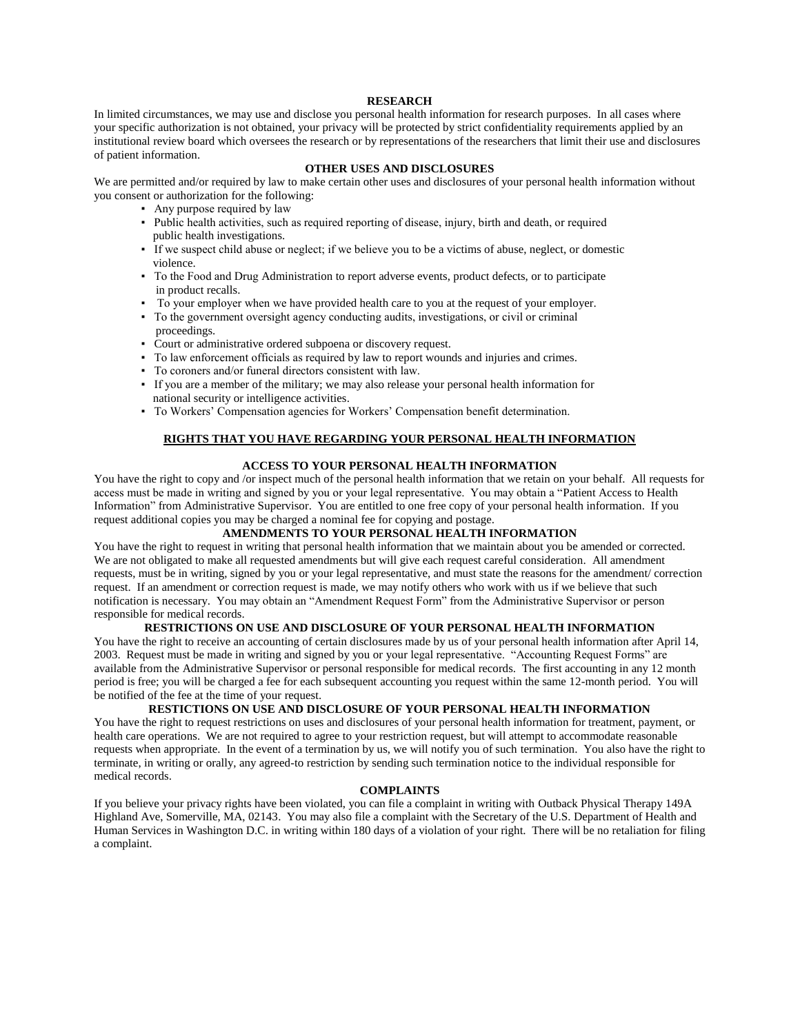### RESEARCH

In limited circumstances, we may use and disclose you personal health information for research purposes. In all cases where your specific authorization is not obtained, your privacy will be protected by strict confidentiality requirements applied by an institutional review board which oversees the research or by representations of the researchers that limit their use and disclosures of patient information.

### OTHER USES AND DISCLOSURES

We are permitted and/or required by law to make certain other uses and disclosures of your personal health information without you consent or authorization for the following:

- Any purpose required by law
- Public health activities, such as required reporting of disease, injury, birth and death, or required public health investigations.
- If we suspect child abuse or neglect; if we believe you to be a victims of abuse, neglect, or domestic violence.
- To the Food and Drug Administration to report adverse events, product defects, or to participate in product recalls.
- To your employer when we have provided health care to you at the request of your employer.
- To the government oversight agency conducting audits, investigations, or civil or criminal proceedings.
- Court or administrative ordered subpoena or discovery request.
- To law enforcement officials as required by law to report wounds and injuries and crimes.
- To coroners and/or funeral directors consistent with law.
- If you are a member of the military; we may also release your personal health information for national security or intelligence activities.
- To Workers' Compensation agencies for Workers' Compensation benefit determination.

## RIGHTS THAT YOU HAVE REGARDING YOUR PERSONAL HEALTH INFORMATION

### ACCESS TO YOUR PERSONAL HEALTH INFORMATION

You have the right to copy and /or inspect much of the personal health information that we retain on your behalf. All requests for access must be made in writing and signed by you or your legal representative. You may obtain a "Patient Access to Health Information" from Administrative Supervisor. You are entitled to one free copy of your personal health information. If you request additional copies you may be charged a nominal fee for copying and postage.

### AMENDMENTS TO YOUR PERSONAL HEALTH INFORMATION

You have the right to request in writing that personal health information that we maintain about you be amended or corrected. We are not obligated to make all requested amendments but will give each request careful consideration. All amendment requests, must be in writing, signed by you or your legal representative, and must state the reasons for the amendment/ correction request. If an amendment or correction request is made, we may notify others who work with us if we believe that such notification is necessary. You may obtain an "Amendment Request Form" from the Administrative Supervisor or person responsible for medical records.

### RESTRICTIONS ON USE AND DISCLOSURE OF YOUR PERSONAL HEALTH INFORMATION

You have the right to receive an accounting of certain disclosures made by us of your personal health information after April 14, 2003. Request must be made in writing and signed by you or your legal representative. "Accounting Request Forms" are available from the Administrative Supervisor or personal responsible for medical records. The first accounting in any 12 month period is free; you will be charged a fee for each subsequent accounting you request within the same 12-month period. You will be notified of the fee at the time of your request.

### RESTICTIONS ON USE AND DISCLOSURE OF YOUR PERSONAL HEALTH INFORMATION

You have the right to request restrictions on uses and disclosures of your personal health information for treatment, payment, or health care operations. We are not required to agree to your restriction request, but will attempt to accommodate reasonable requests when appropriate. In the event of a termination by us, we will notify you of such termination. You also have the right to terminate, in writing or orally, any agreed-to restriction by sending such termination notice to the individual responsible for medical records.

### COMPLAINTS

If you believe your privacy rights have been violated, you can file a complaint in writing with Outback Physical Therapy 149A Highland Ave, Somerville, MA, 02143. You may also file a complaint with the Secretary of the U.S. Department of Health and Human Services in Washington D.C. in writing within 180 days of a violation of your right. There will be no retaliation for filing a complaint.